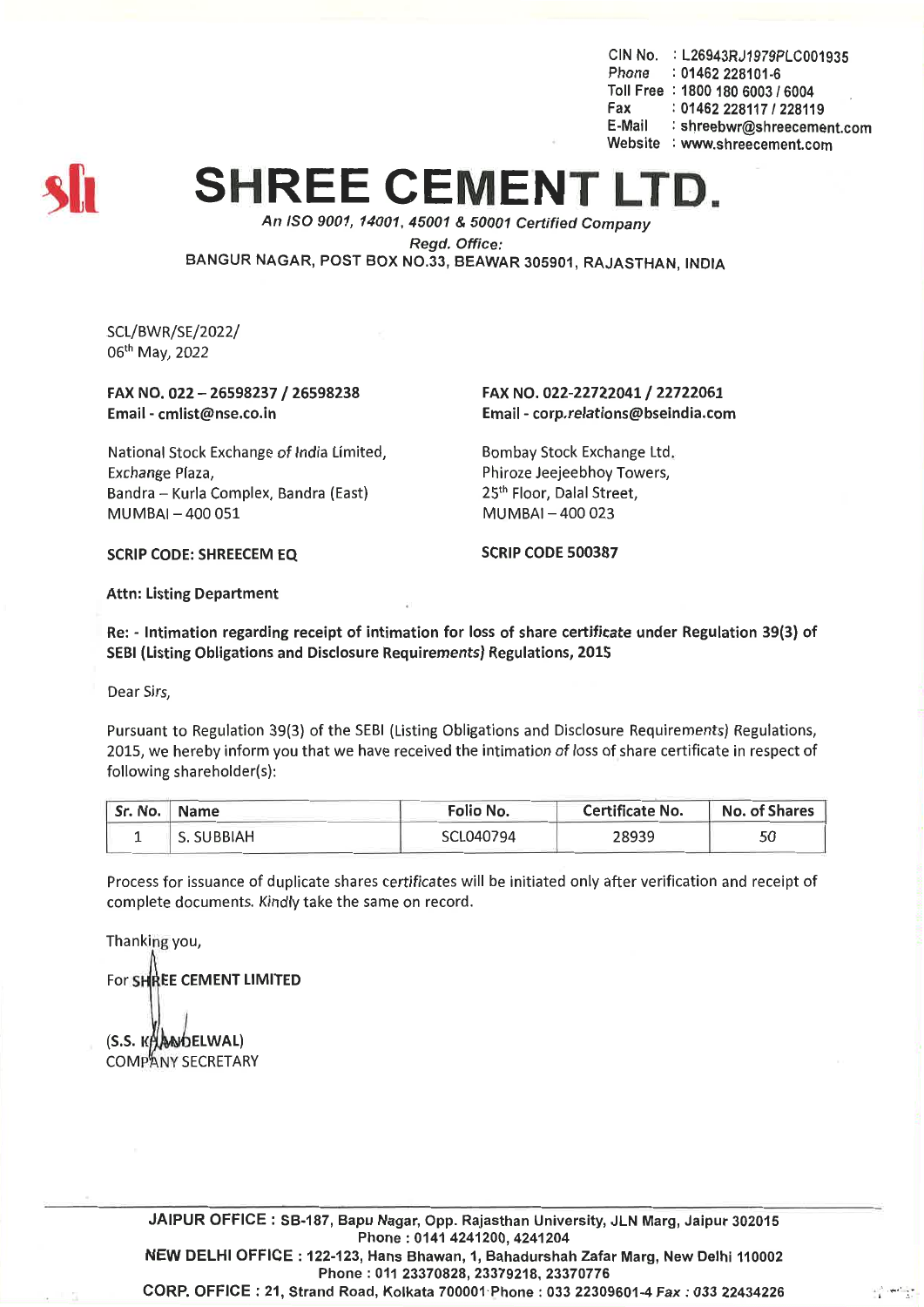CIN No. : L26943RJ1979PLC001935
Phone : 01462 228101-6
Toll Free : 1800 180 6003 / 6004
Fax : 01462 228117 / 228119
E-Mail : shreebwr@shreecement.com
Website : www.shreecement.com

# SHREE CEMENT LTD.

*An ISO 9001, 14001, 45001 & 50001 Certified Company*

*Regd. Office:*

BANGUR NAGAR, POST BOX NO.33, BEAWAR 305901, RAJASTHAN, INDIA

SCL/BWR/SE/2022/
06th May, 2022

**FAX NO. 022 – 26598237 / 26598238**
**Email - cmlist@nse.co.in**

National Stock Exchange of India Limited,
Exchange Plaza,
Bandra – Kurla Complex, Bandra (East)
MUMBAI – 400 051

**SCRIP CODE: SHREECEM EQ**

**FAX NO. 022-22722041 / 22722061**
**Email - corp.relations@bseindia.com**

Bombay Stock Exchange Ltd.
Phiroze Jeejeebhoy Towers,
25th Floor, Dalal Street,
MUMBAI – 400 023

**SCRIP CODE 500387**

**Attn: Listing Department**

**Re: - Intimation regarding receipt of intimation for loss of share certificate under Regulation 39(3) of SEBI (Listing Obligations and Disclosure Requirements) Regulations, 2015**

Dear Sirs,

Pursuant to Regulation 39(3) of the SEBI (Listing Obligations and Disclosure Requirements) Regulations, 2015, we hereby inform you that we have received the intimation of loss of share certificate in respect of following shareholder(s):

| Sr. No. | Name | Folio No. | Certificate No. | No. of Shares |
|---|---|---|---|---|
| 1 | S. SUBBIAH | SCL040794 | 28939 | 50 |

Process for issuance of duplicate shares certificates will be initiated only after verification and receipt of complete documents. Kindly take the same on record.

Thanking you,

For **SHREE CEMENT LIMITED**

(S.S. KHANDELWAL)
COMPANY SECRETARY

**JAIPUR OFFICE : SB-187, Bapu Nagar, Opp. Rajasthan University, JLN Marg, Jaipur 302015**
**Phone : 0141 4241200, 4241204**
**NEW DELHI OFFICE : 122-123, Hans Bhawan, 1, Bahadurshah Zafar Marg, New Delhi 110002**
**Phone : 011 23370828, 23379218, 23370776**
**CORP. OFFICE : 21, Strand Road, Kolkata 700001 Phone : 033 22309601-4 Fax : 033 22434226**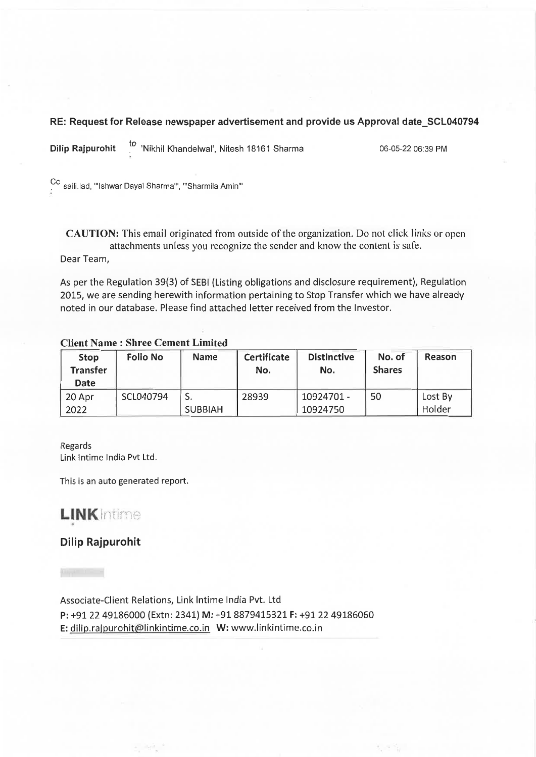**RE: Request for Release newspaper advertisement and provide us Approval date_SCL040794**

**Dilip Rajpurohit** to : 'Nikhil Khandelwal', Nitesh 18161 Sharma 06-05-22 06:39 PM

Cc : saili.lad, "'Ishwar Dayal Sharma'", "'Sharmila Amin'"

**CAUTION:** This email originated from outside of the organization. Do not click links or open attachments unless you recognize the sender and know the content is safe.

Dear Team,

As per the Regulation 39(3) of SEBI (Listing obligations and disclosure requirement), Regulation 2015, we are sending herewith information pertaining to Stop Transfer which we have already noted in our database. Please find attached letter received from the Investor.

**Client Name : Shree Cement Limited**

| Stop Transfer Date | Folio No | Name | Certificate No. | Distinctive No. | No. of Shares | Reason |
|---|---|---|---|---|---|---|
| 20 Apr 2022 | SCL040794 | S. SUBBIAH | 28939 | 10924701 - 10924750 | 50 | Lost By Holder |

Regards
Link Intime India Pvt Ltd.

This is an auto generated report.

**LINK**Intime

**Dilip Rajpurohit**

Associate-Client Relations, Link Intime India Pvt. Ltd
**P:** +91 22 49186000 (Extn: 2341) **M:** +91 8879415321 **F:** +91 22 49186060
**E:** dilip.rajpurohit@linkintime.co.in **W:** www.linkintime.co.in